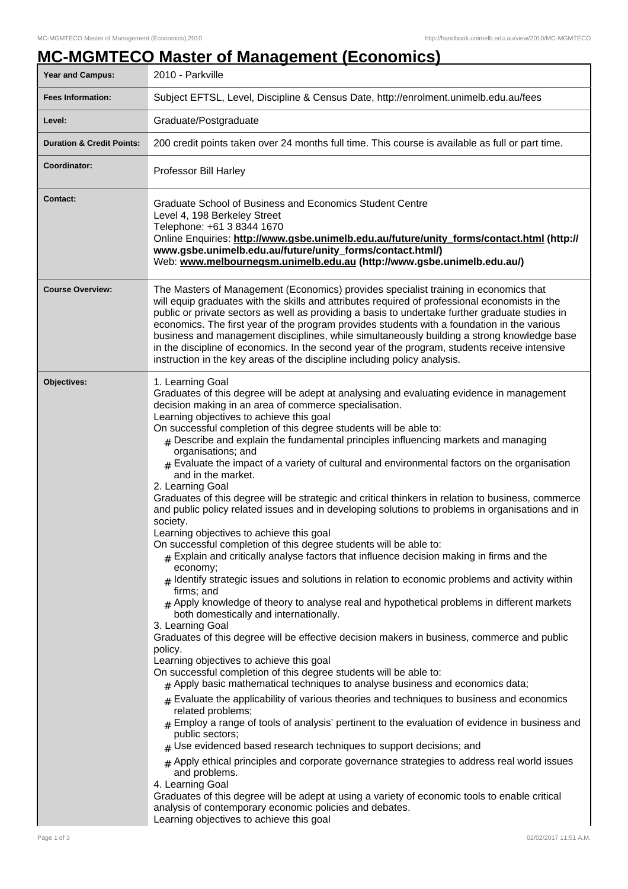# MC-MGMTECO Master of Management (Economics)

| Year and Campus: | 2010 - Parkville |
|---|---|
| Fees Information: | Subject EFTSL, Level, Discipline & Census Date, http://enrolment.unimelb.edu.au/fees |
| Level: | Graduate/Postgraduate |
| Duration & Credit Points: | 200 credit points taken over 24 months full time. This course is available as full or part time. |
| Coordinator: | Professor Bill Harley |
| Contact: | Graduate School of Business and Economics Student Centre<br>Level 4, 198 Berkeley Street<br>Telephone: +61 3 8344 1670<br>Online Enquiries: **http://www.gsbe.unimelb.edu.au/future/unity_forms/contact.html (http://www.gsbe.unimelb.edu.au/future/unity_forms/contact.html/)**<br>Web: **www.melbournegsm.unimelb.edu.au (http://www.gsbe.unimelb.edu.au/)** |
| Course Overview: | The Masters of Management (Economics) provides specialist training in economics that will equip graduates with the skills and attributes required of professional economists in the public or private sectors as well as providing a basis to undertake further graduate studies in economics. The first year of the program provides students with a foundation in the various business and management disciplines, while simultaneously building a strong knowledge base in the discipline of economics. In the second year of the program, students receive intensive instruction in the key areas of the discipline including policy analysis. |
| Objectives: | 1. Learning Goal<br>Graduates of this degree will be adept at analysing and evaluating evidence in management decision making in an area of commerce specialisation.<br>Learning objectives to achieve this goal<br>On successful completion of this degree students will be able to:<br># Describe and explain the fundamental principles influencing markets and managing organisations; and<br># Evaluate the impact of a variety of cultural and environmental factors on the organisation and in the market.<br>2. Learning Goal<br>Graduates of this degree will be strategic and critical thinkers in relation to business, commerce and public policy related issues and in developing solutions to problems in organisations and in society.<br>Learning objectives to achieve this goal<br>On successful completion of this degree students will be able to:<br># Explain and critically analyse factors that influence decision making in firms and the economy;<br># Identify strategic issues and solutions in relation to economic problems and activity within firms; and<br># Apply knowledge of theory to analyse real and hypothetical problems in different markets both domestically and internationally.<br>3. Learning Goal<br>Graduates of this degree will be effective decision makers in business, commerce and public policy.<br>Learning objectives to achieve this goal<br>On successful completion of this degree students will be able to:<br># Apply basic mathematical techniques to analyse business and economics data;<br># Evaluate the applicability of various theories and techniques to business and economics related problems;<br># Employ a range of tools of analysis' pertinent to the evaluation of evidence in business and public sectors;<br># Use evidenced based research techniques to support decisions; and<br># Apply ethical principles and corporate governance strategies to address real world issues and problems.<br>4. Learning Goal<br>Graduates of this degree will be adept at using a variety of economic tools to enable critical analysis of contemporary economic policies and debates.<br>Learning objectives to achieve this goal |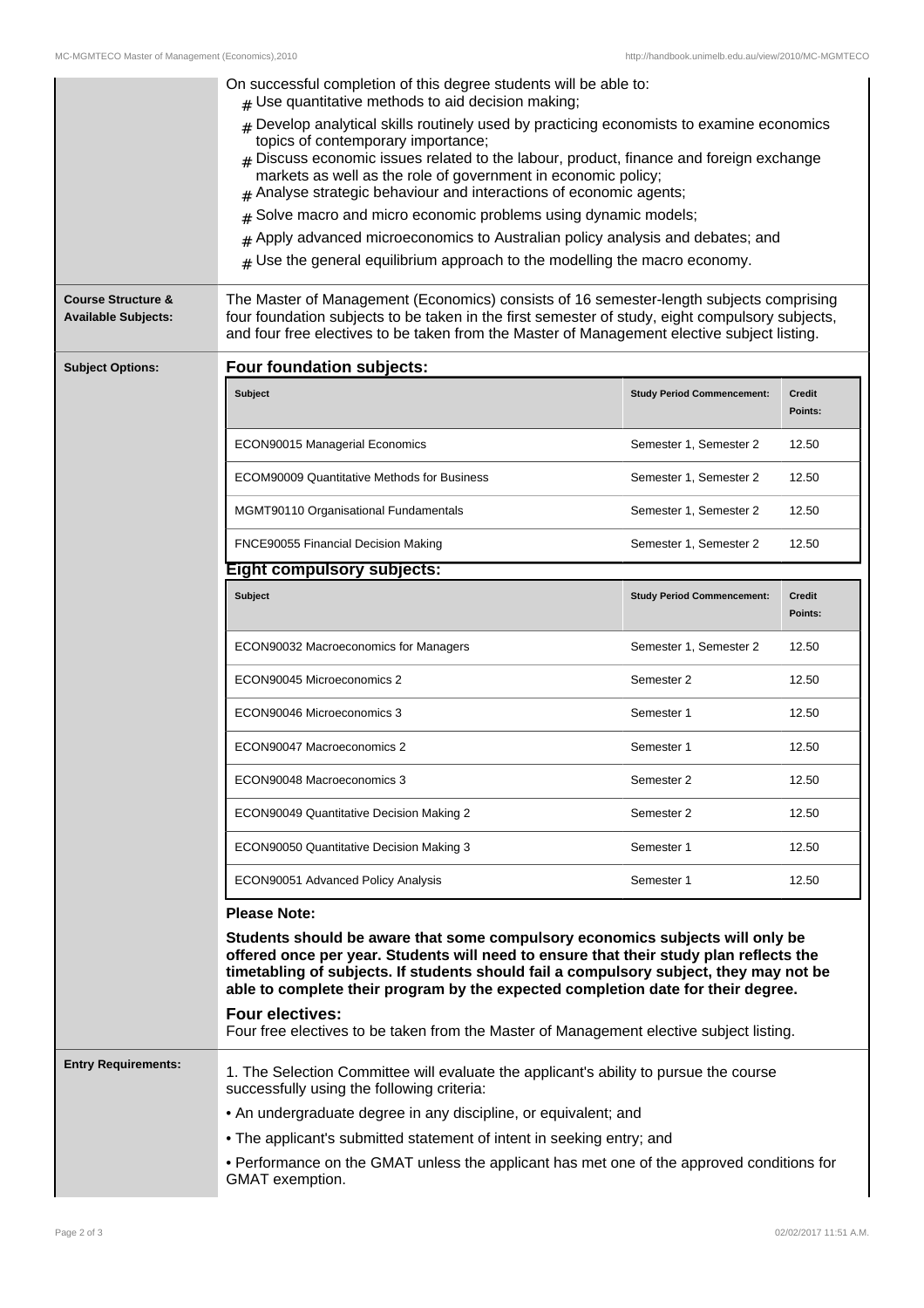On successful completion of this degree students will be able to:

- # Use quantitative methods to aid decision making;
- # Develop analytical skills routinely used by practicing economists to examine economics topics of contemporary importance;
- # Discuss economic issues related to the labour, product, finance and foreign exchange markets as well as the role of government in economic policy;
- # Analyse strategic behaviour and interactions of economic agents;
- # Solve macro and micro economic problems using dynamic models;
- # Apply advanced microeconomics to Australian policy analysis and debates; and
- # Use the general equilibrium approach to the modelling the macro economy.

**Course Structure & Available Subjects:**

The Master of Management (Economics) consists of 16 semester-length subjects comprising four foundation subjects to be taken in the first semester of study, eight compulsory subjects, and four free electives to be taken from the Master of Management elective subject listing.

**Subject Options:**

## Four foundation subjects:

| Subject | Study Period Commencement: | Credit Points: |
|---|---|---|
| ECON90015 Managerial Economics | Semester 1, Semester 2 | 12.50 |
| ECOM90009 Quantitative Methods for Business | Semester 1, Semester 2 | 12.50 |
| MGMT90110 Organisational Fundamentals | Semester 1, Semester 2 | 12.50 |
| FNCE90055 Financial Decision Making | Semester 1, Semester 2 | 12.50 |

## Eight compulsory subjects:

| Subject | Study Period Commencement: | Credit Points: |
|---|---|---|
| ECON90032 Macroeconomics for Managers | Semester 1, Semester 2 | 12.50 |
| ECON90045 Microeconomics 2 | Semester 2 | 12.50 |
| ECON90046 Microeconomics 3 | Semester 1 | 12.50 |
| ECON90047 Macroeconomics 2 | Semester 1 | 12.50 |
| ECON90048 Macroeconomics 3 | Semester 2 | 12.50 |
| ECON90049 Quantitative Decision Making 2 | Semester 2 | 12.50 |
| ECON90050 Quantitative Decision Making 3 | Semester 1 | 12.50 |
| ECON90051 Advanced Policy Analysis | Semester 1 | 12.50 |

**Please Note:**

**Students should be aware that some compulsory economics subjects will only be offered once per year. Students will need to ensure that their study plan reflects the timetabling of subjects. If students should fail a compulsory subject, they may not be able to complete their program by the expected completion date for their degree.**

**Four electives:**

Four free electives to be taken from the Master of Management elective subject listing.

**Entry Requirements:**

1. The Selection Committee will evaluate the applicant's ability to pursue the course successfully using the following criteria:

- An undergraduate degree in any discipline, or equivalent; and
- The applicant's submitted statement of intent in seeking entry; and
- Performance on the GMAT unless the applicant has met one of the approved conditions for GMAT exemption.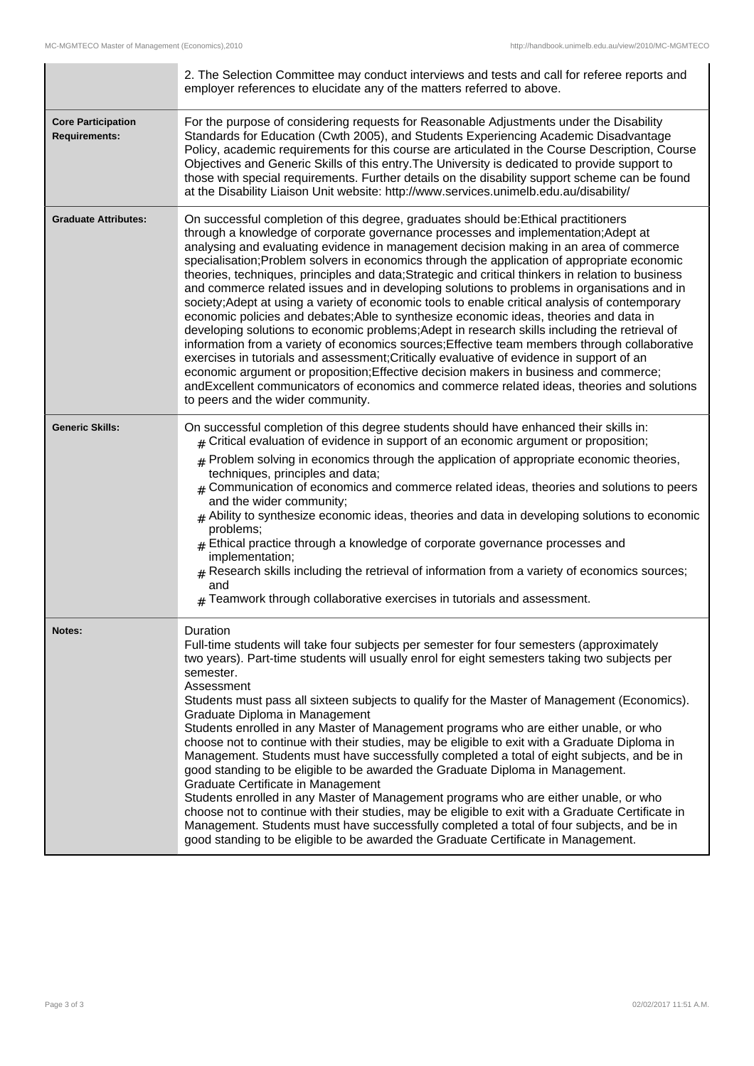| | |
|---|---|
| | 2. The Selection Committee may conduct interviews and tests and call for referee reports and employer references to elucidate any of the matters referred to above. |
| **Core Participation Requirements:** | For the purpose of considering requests for Reasonable Adjustments under the Disability Standards for Education (Cwth 2005), and Students Experiencing Academic Disadvantage Policy, academic requirements for this course are articulated in the Course Description, Course Objectives and Generic Skills of this entry.The University is dedicated to provide support to those with special requirements. Further details on the disability support scheme can be found at the Disability Liaison Unit website: http://www.services.unimelb.edu.au/disability/ |
| **Graduate Attributes:** | On successful completion of this degree, graduates should be:Ethical practitioners through a knowledge of corporate governance processes and implementation;Adept at analysing and evaluating evidence in management decision making in an area of commerce specialisation;Problem solvers in economics through the application of appropriate economic theories, techniques, principles and data;Strategic and critical thinkers in relation to business and commerce related issues and in developing solutions to problems in organisations and in society;Adept at using a variety of economic tools to enable critical analysis of contemporary economic policies and debates;Able to synthesize economic ideas, theories and data in developing solutions to economic problems;Adept in research skills including the retrieval of information from a variety of economics sources;Effective team members through collaborative exercises in tutorials and assessment;Critically evaluative of evidence in support of an economic argument or proposition;Effective decision makers in business and commerce; andExcellent communicators of economics and commerce related ideas, theories and solutions to peers and the wider community. |
| **Generic Skills:** | On successful completion of this degree students should have enhanced their skills in:<br># Critical evaluation of evidence in support of an economic argument or proposition;<br># Problem solving in economics through the application of appropriate economic theories, techniques, principles and data;<br># Communication of economics and commerce related ideas, theories and solutions to peers and the wider community;<br># Ability to synthesize economic ideas, theories and data in developing solutions to economic problems;<br># Ethical practice through a knowledge of corporate governance processes and implementation;<br># Research skills including the retrieval of information from a variety of economics sources; and<br># Teamwork through collaborative exercises in tutorials and assessment. |
| **Notes:** | Duration<br>Full-time students will take four subjects per semester for four semesters (approximately two years). Part-time students will usually enrol for eight semesters taking two subjects per semester.<br>Assessment<br>Students must pass all sixteen subjects to qualify for the Master of Management (Economics).<br>Graduate Diploma in Management<br>Students enrolled in any Master of Management programs who are either unable, or who choose not to continue with their studies, may be eligible to exit with a Graduate Diploma in Management. Students must have successfully completed a total of eight subjects, and be in good standing to be eligible to be awarded the Graduate Diploma in Management.<br>Graduate Certificate in Management<br>Students enrolled in any Master of Management programs who are either unable, or who choose not to continue with their studies, may be eligible to exit with a Graduate Certificate in Management. Students must have successfully completed a total of four subjects, and be in good standing to be eligible to be awarded the Graduate Certificate in Management. |